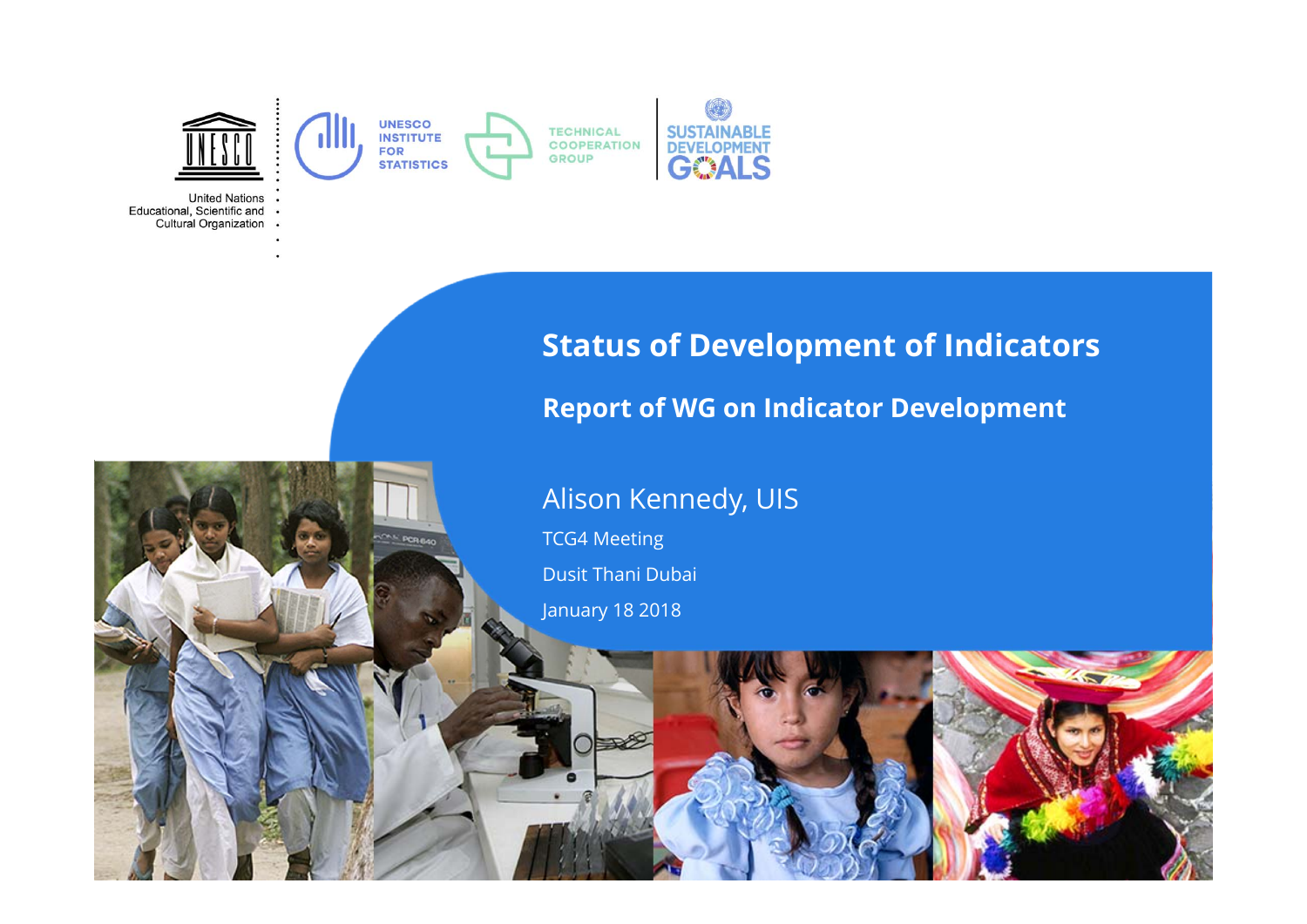United Nations Educational, Scientific and Cultural Organization

UNESCO INSTITUTE FOR STATISTICS

TECHNICAL COOPERATION GROUP

SUSTAINABLE DEVELOPMENT GOALS

# Status of Development of Indicators

## Report of WG on Indicator Development

Alison Kennedy, UIS

TCG4 Meeting

Dusit Thani Dubai

January 18 2018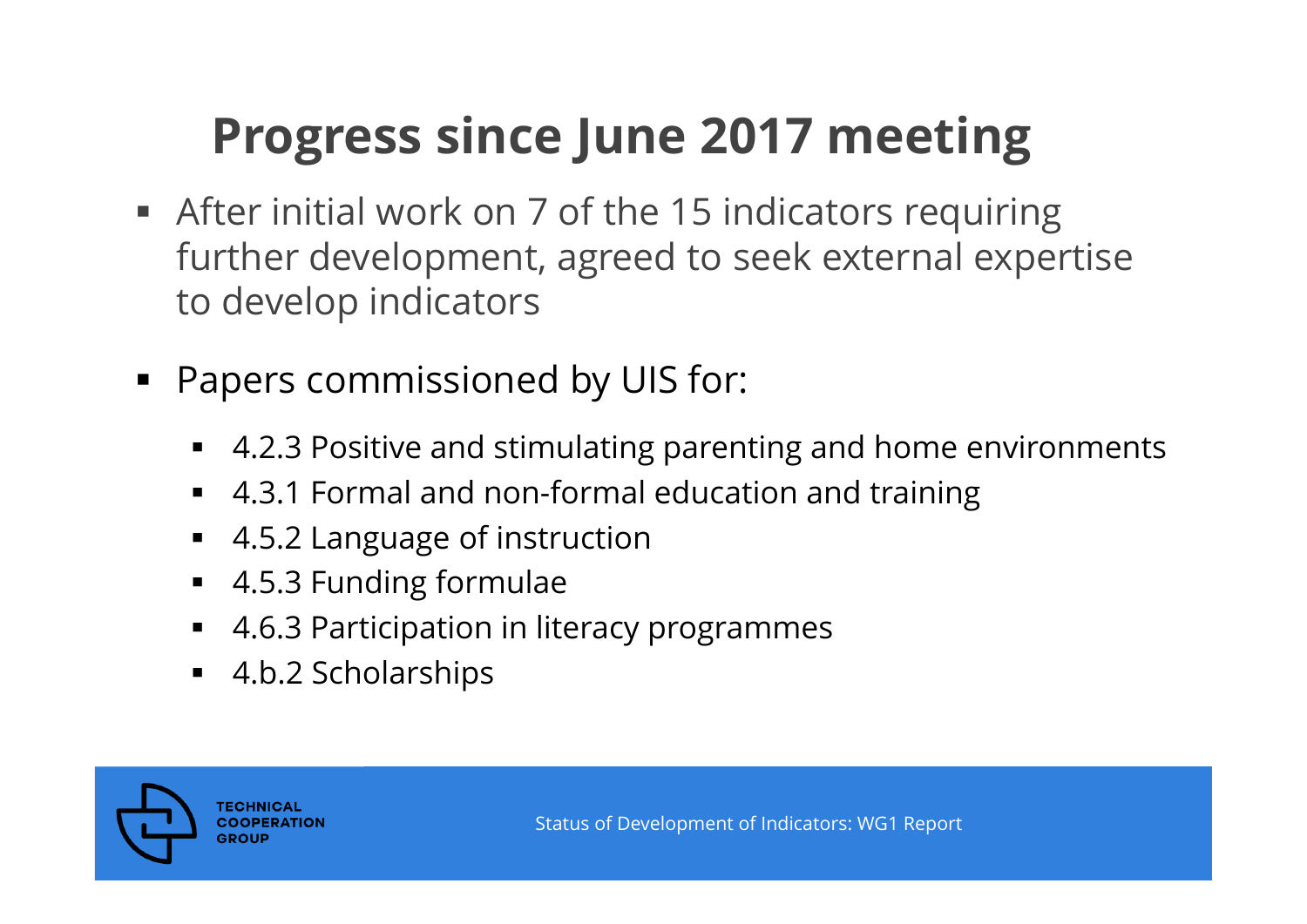# Progress since June 2017 meeting

- After initial work on 7 of the 15 indicators requiring further development, agreed to seek external expertise to develop indicators
- Papers commissioned by UIS for:
  - 4.2.3 Positive and stimulating parenting and home environments
  - 4.3.1 Formal and non-formal education and training
  - 4.5.2 Language of instruction
  - 4.5.3 Funding formulae
  - 4.6.3 Participation in literacy programmes
  - 4.b.2 Scholarships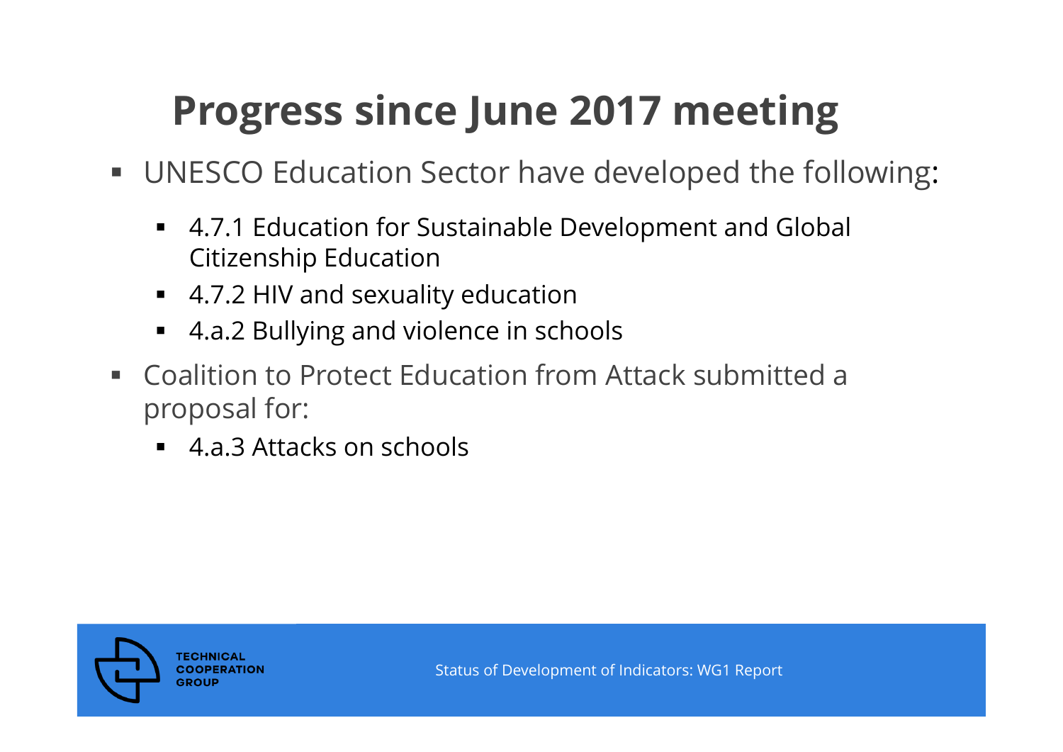# Progress since June 2017 meeting

- UNESCO Education Sector have developed the following:
  - 4.7.1 Education for Sustainable Development and Global Citizenship Education
  - 4.7.2 HIV and sexuality education
  - 4.a.2 Bullying and violence in schools
- Coalition to Protect Education from Attack submitted a proposal for:
  - 4.a.3 Attacks on schools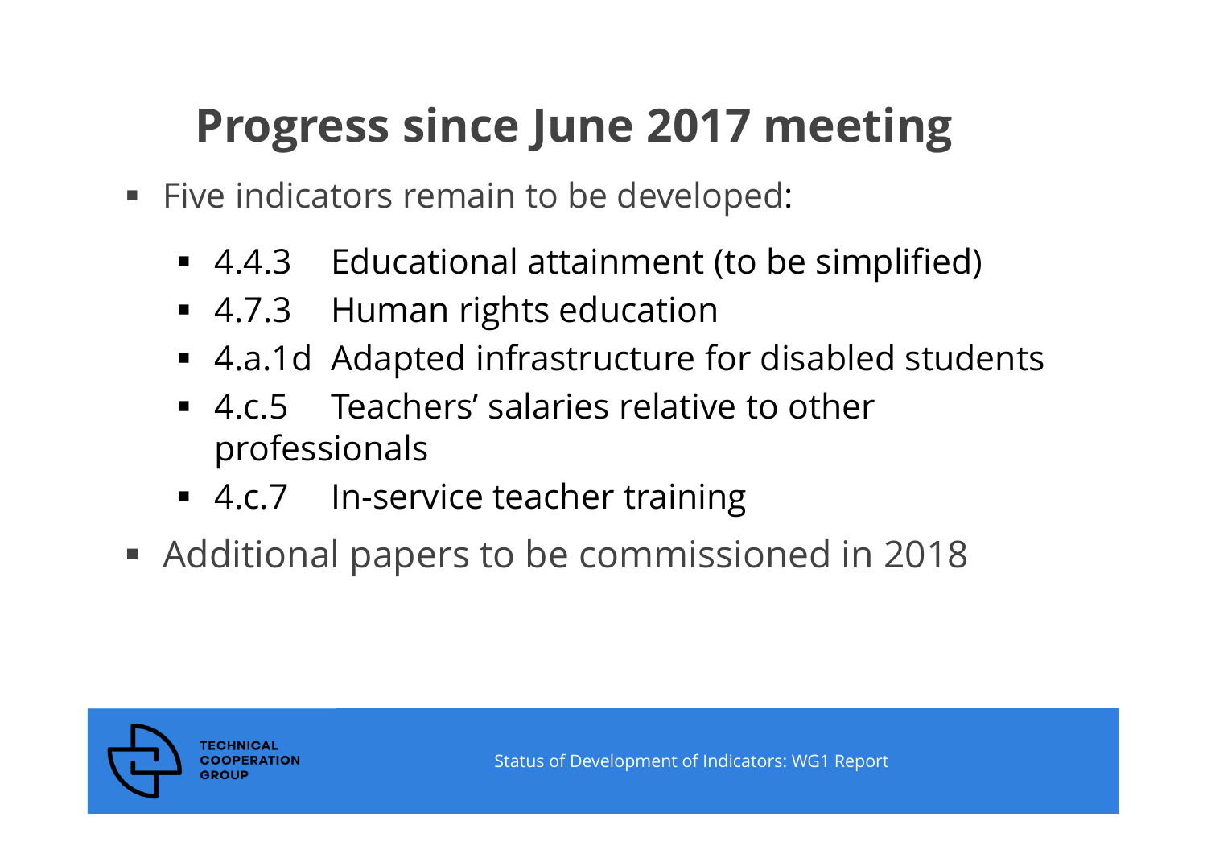# Progress since June 2017 meeting

- Five indicators remain to be developed:
  - 4.4.3 Educational attainment (to be simplified)
  - 4.7.3 Human rights education
  - 4.a.1d Adapted infrastructure for disabled students
  - 4.c.5 Teachers' salaries relative to other professionals
  - 4.c.7 In-service teacher training
- Additional papers to be commissioned in 2018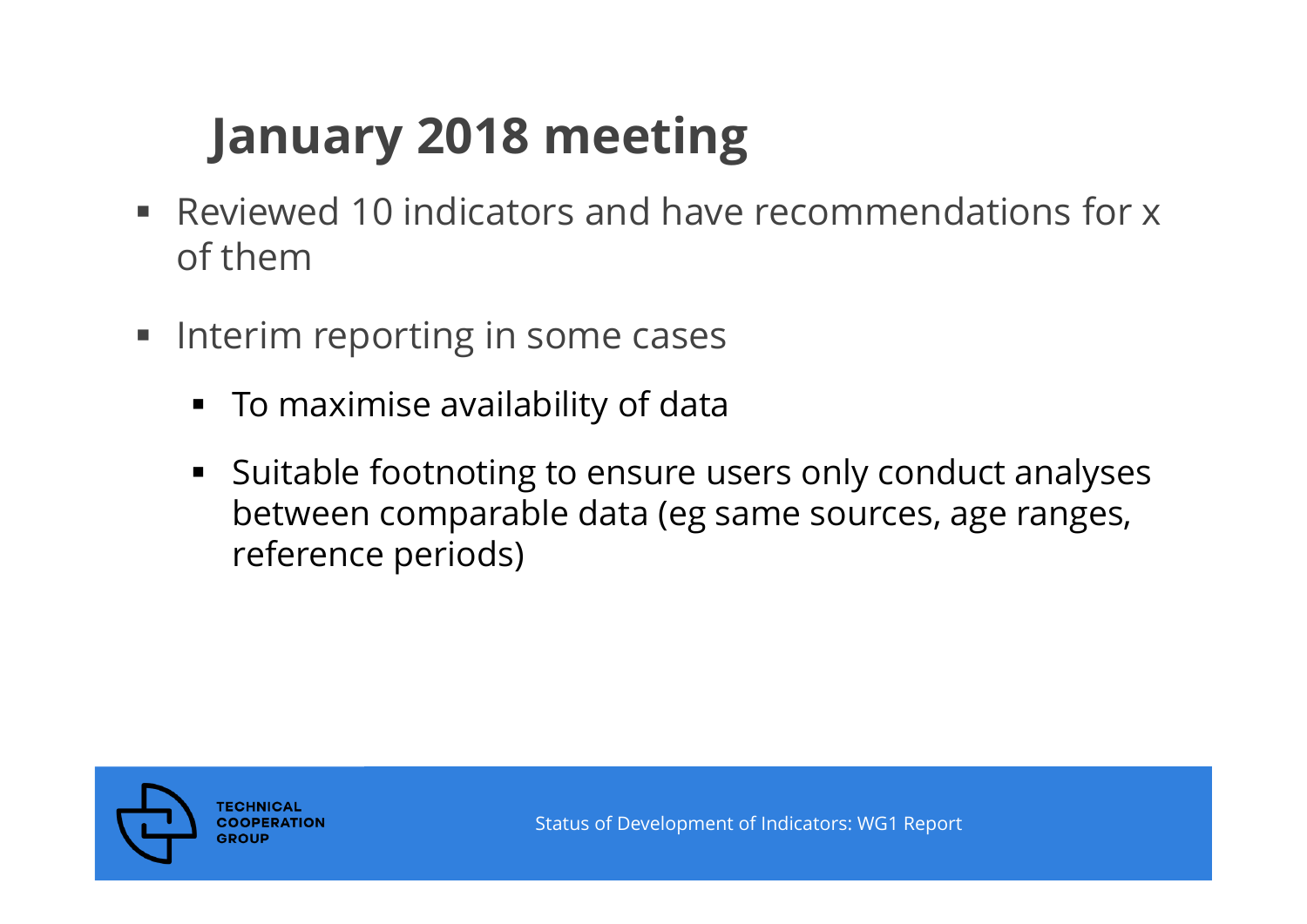# January 2018 meeting

- Reviewed 10 indicators and have recommendations for x of them
- Interim reporting in some cases
  - To maximise availability of data
  - Suitable footnoting to ensure users only conduct analyses between comparable data (eg same sources, age ranges, reference periods)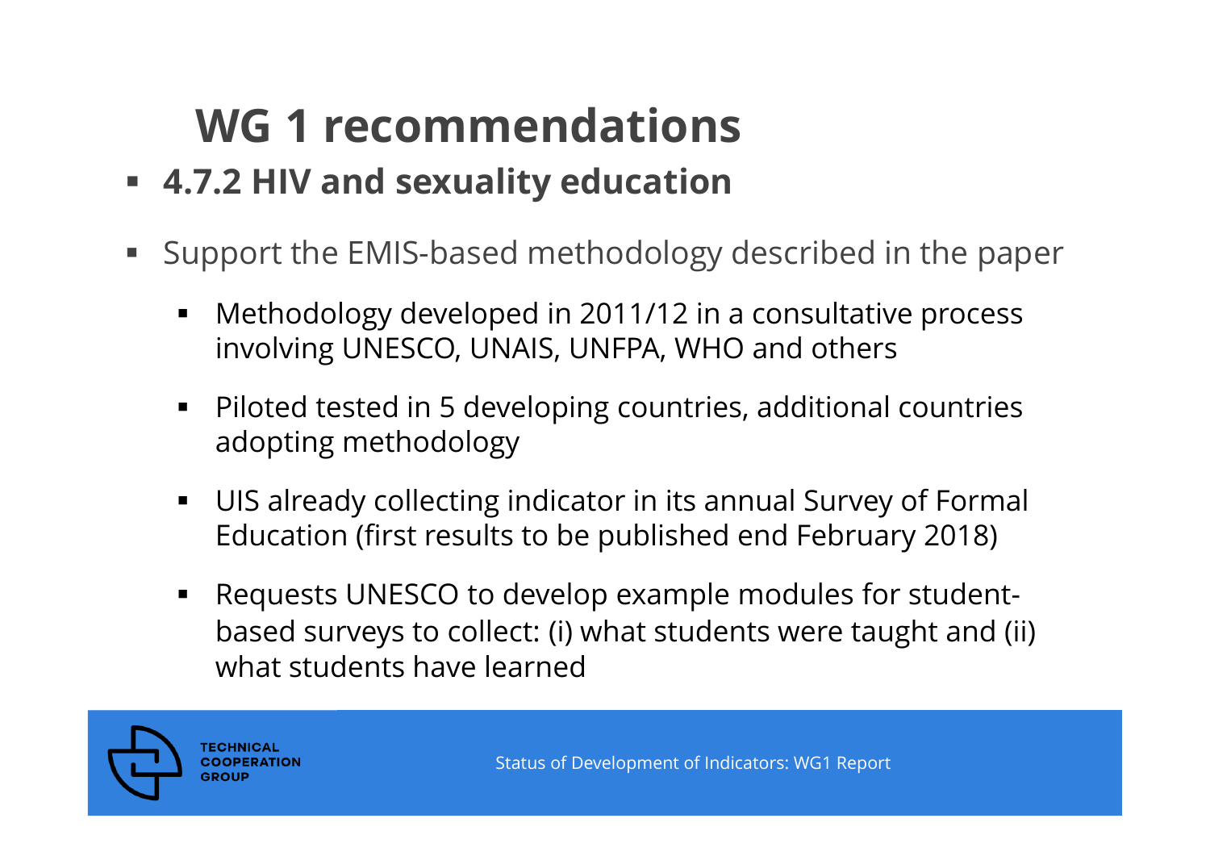# WG 1 recommendations

- **4.7.2 HIV and sexuality education**

- Support the EMIS-based methodology described in the paper
  - Methodology developed in 2011/12 in a consultative process involving UNESCO, UNAIS, UNFPA, WHO and others
  - Piloted tested in 5 developing countries, additional countries adopting methodology
  - UIS already collecting indicator in its annual Survey of Formal Education (first results to be published end February 2018)
  - Requests UNESCO to develop example modules for student-based surveys to collect: (i) what students were taught and (ii) what students have learned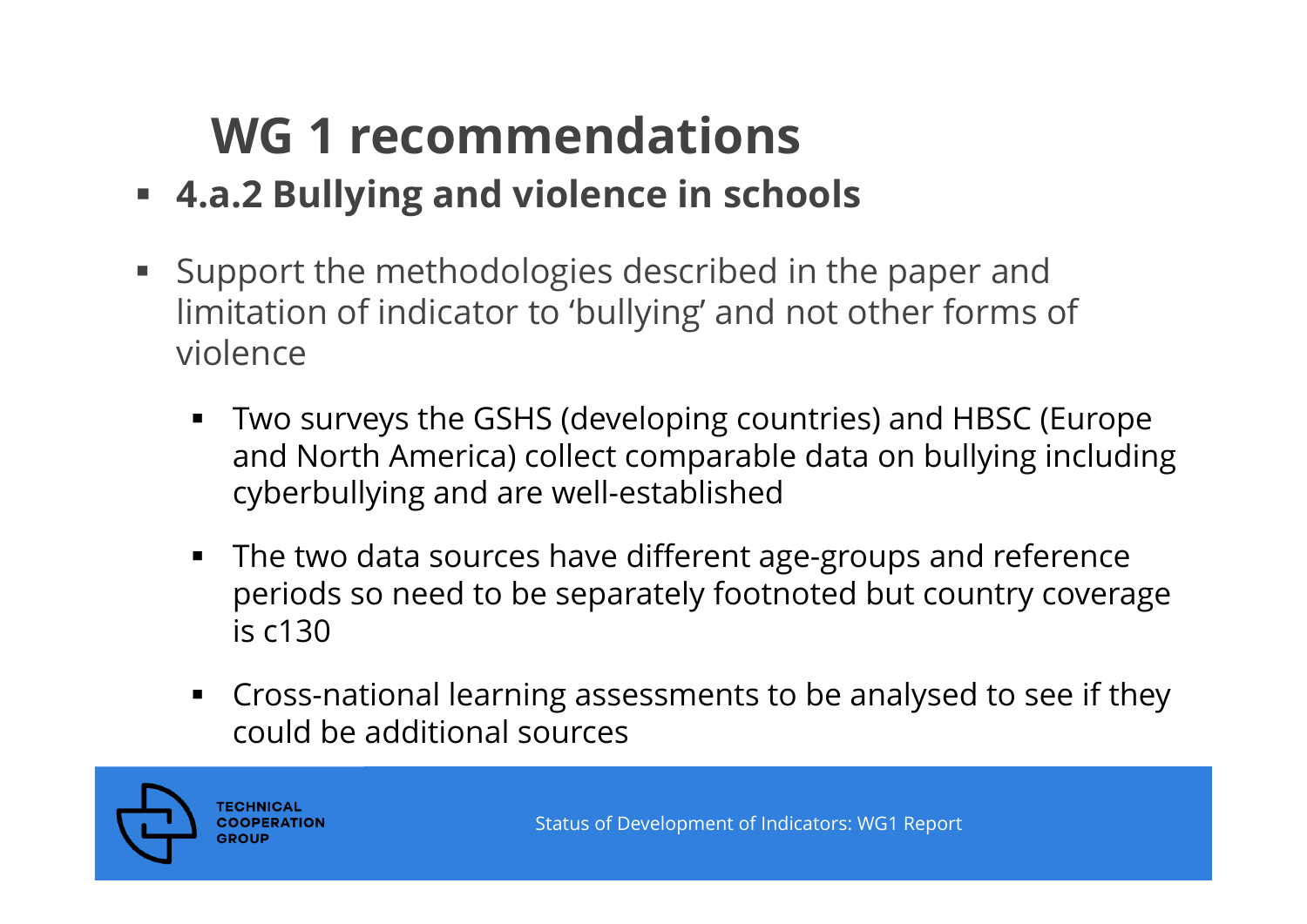# WG 1 recommendations

- **4.a.2 Bullying and violence in schools**

- Support the methodologies described in the paper and limitation of indicator to 'bullying' and not other forms of violence
  - Two surveys the GSHS (developing countries) and HBSC (Europe and North America) collect comparable data on bullying including cyberbullying and are well-established
  - The two data sources have different age-groups and reference periods so need to be separately footnoted but country coverage is c130
  - Cross-national learning assessments to be analysed to see if they could be additional sources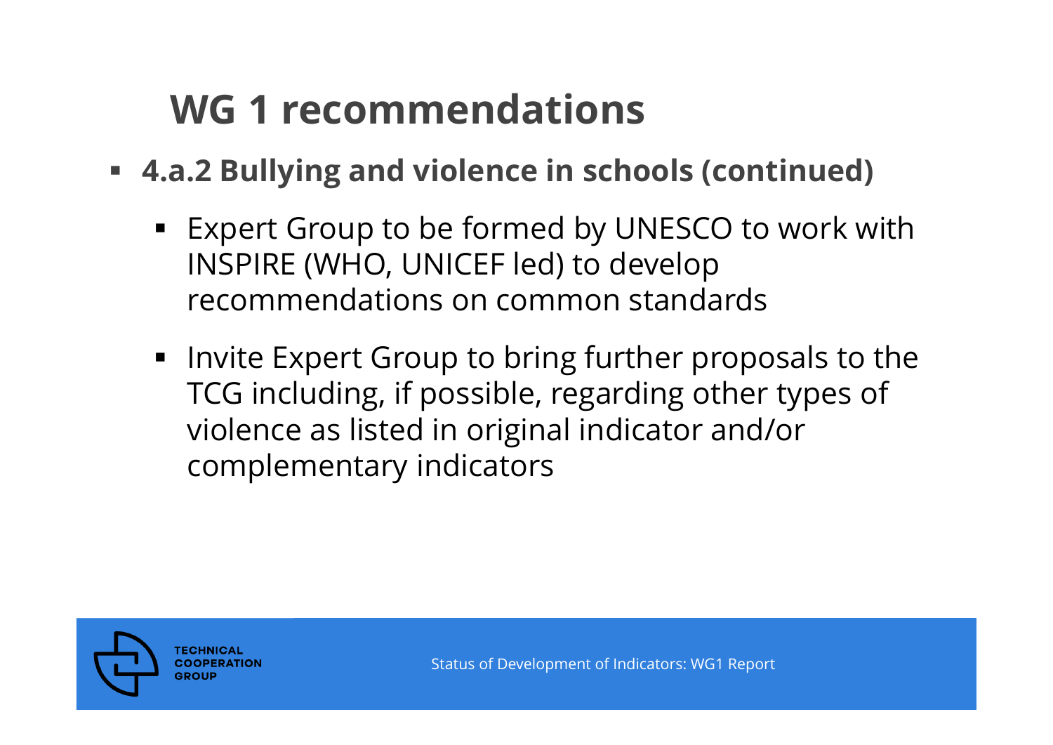# WG 1 recommendations

- **4.a.2 Bullying and violence in schools (continued)**
  - Expert Group to be formed by UNESCO to work with INSPIRE (WHO, UNICEF led) to develop recommendations on common standards
  - Invite Expert Group to bring further proposals to the TCG including, if possible, regarding other types of violence as listed in original indicator and/or complementary indicators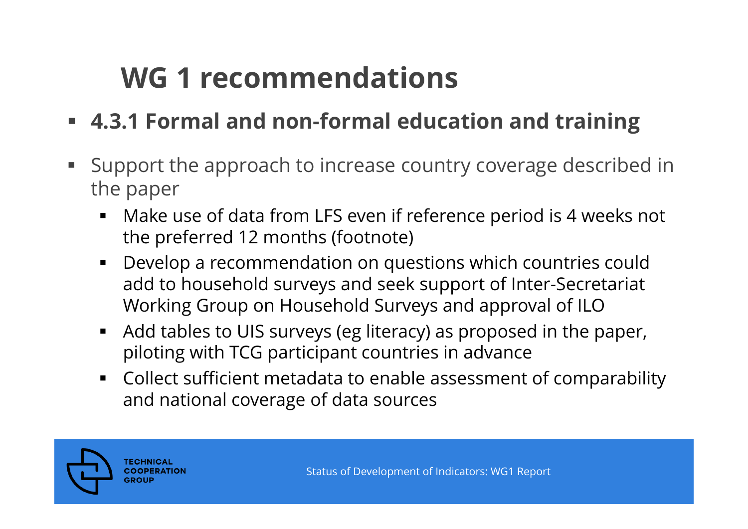# WG 1 recommendations

- **4.3.1 Formal and non-formal education and training**

- Support the approach to increase country coverage described in the paper
  - Make use of data from LFS even if reference period is 4 weeks not the preferred 12 months (footnote)
  - Develop a recommendation on questions which countries could add to household surveys and seek support of Inter-Secretariat Working Group on Household Surveys and approval of ILO
  - Add tables to UIS surveys (eg literacy) as proposed in the paper, piloting with TCG participant countries in advance
  - Collect sufficient metadata to enable assessment of comparability and national coverage of data sources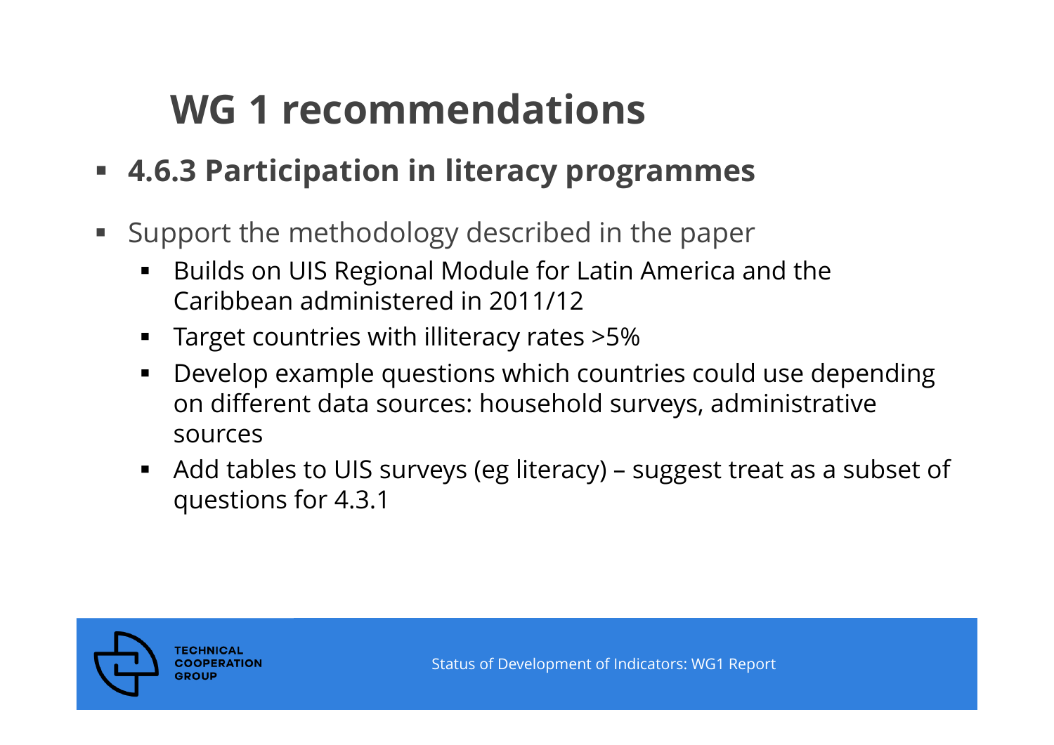# WG 1 recommendations

- **4.6.3 Participation in literacy programmes**

- Support the methodology described in the paper
  - Builds on UIS Regional Module for Latin America and the Caribbean administered in 2011/12
  - Target countries with illiteracy rates >5%
  - Develop example questions which countries could use depending on different data sources: household surveys, administrative sources
  - Add tables to UIS surveys (eg literacy) – suggest treat as a subset of questions for 4.3.1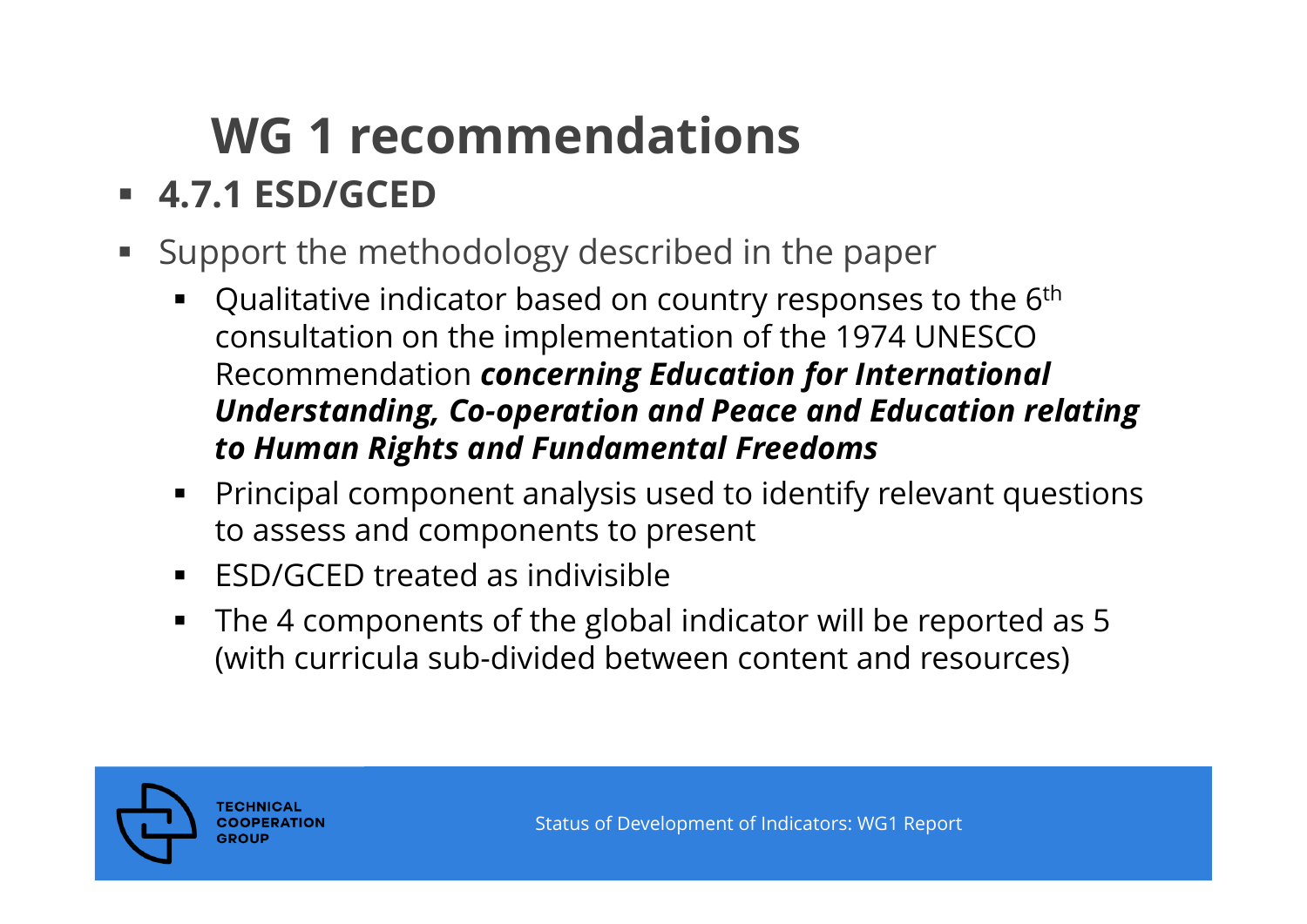# WG 1 recommendations

- **4.7.1 ESD/GCED**
- Support the methodology described in the paper
  - Qualitative indicator based on country responses to the 6th consultation on the implementation of the 1974 UNESCO Recommendation ***concerning Education for International Understanding, Co-operation and Peace and Education relating to Human Rights and Fundamental Freedoms***
  - Principal component analysis used to identify relevant questions to assess and components to present
  - ESD/GCED treated as indivisible
  - The 4 components of the global indicator will be reported as 5 (with curricula sub-divided between content and resources)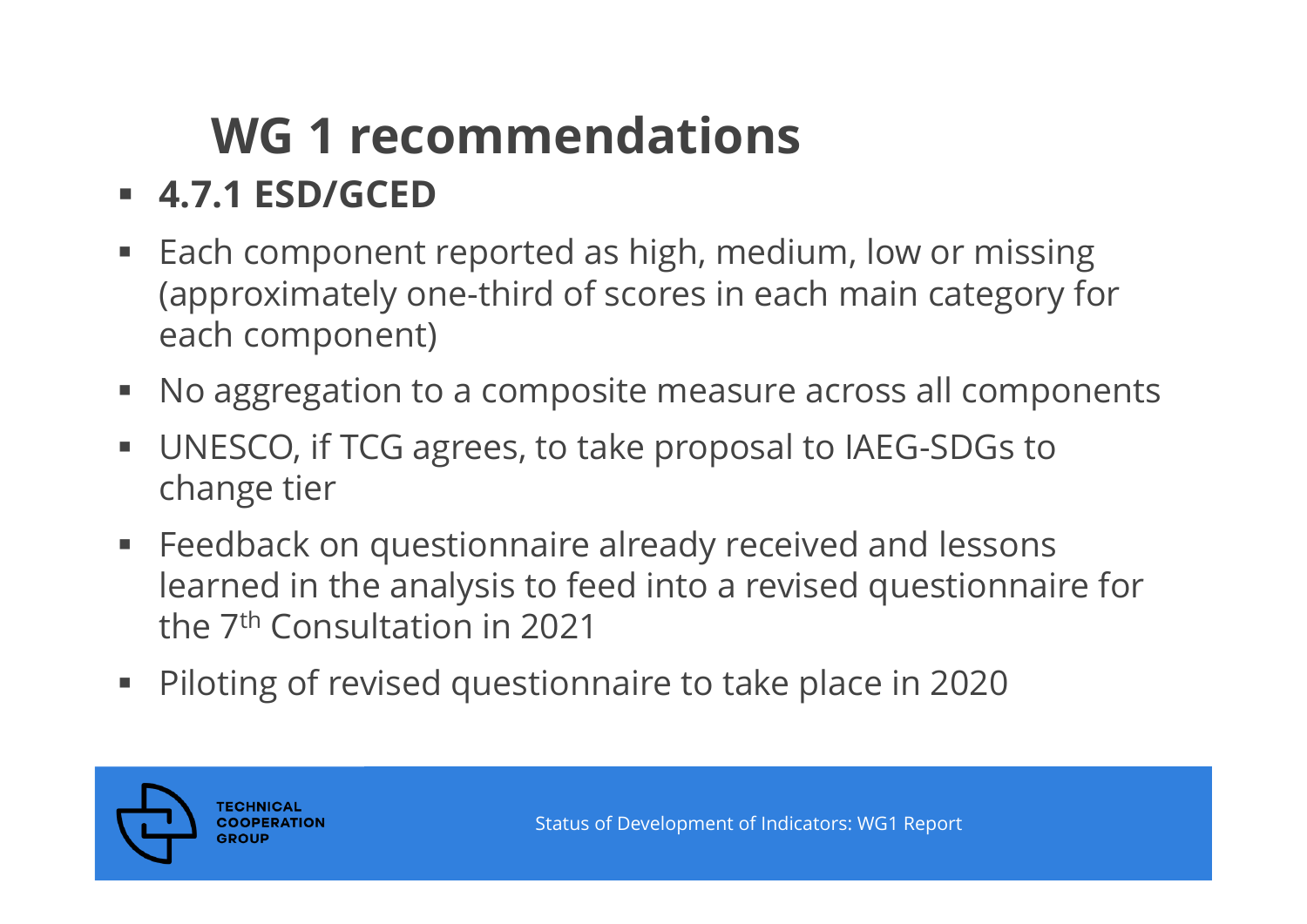# WG 1 recommendations

- **4.7.1 ESD/GCED**
- Each component reported as high, medium, low or missing (approximately one-third of scores in each main category for each component)
- No aggregation to a composite measure across all components
- UNESCO, if TCG agrees, to take proposal to IAEG-SDGs to change tier
- Feedback on questionnaire already received and lessons learned in the analysis to feed into a revised questionnaire for the 7th Consultation in 2021
- Piloting of revised questionnaire to take place in 2020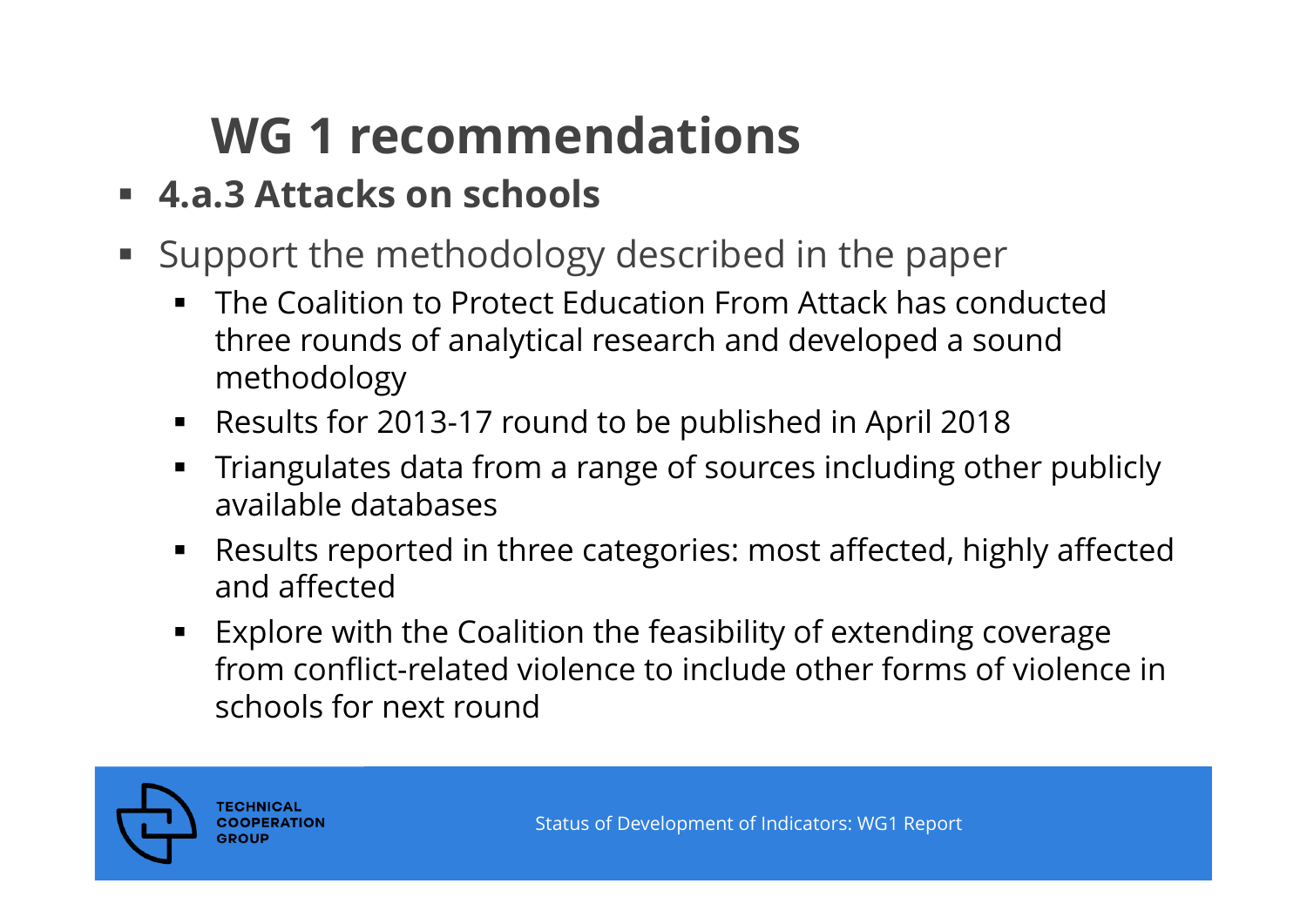# WG 1 recommendations

- **4.a.3 Attacks on schools**
- Support the methodology described in the paper
  - The Coalition to Protect Education From Attack has conducted three rounds of analytical research and developed a sound methodology
  - Results for 2013-17 round to be published in April 2018
  - Triangulates data from a range of sources including other publicly available databases
  - Results reported in three categories: most affected, highly affected and affected
  - Explore with the Coalition the feasibility of extending coverage from conflict-related violence to include other forms of violence in schools for next round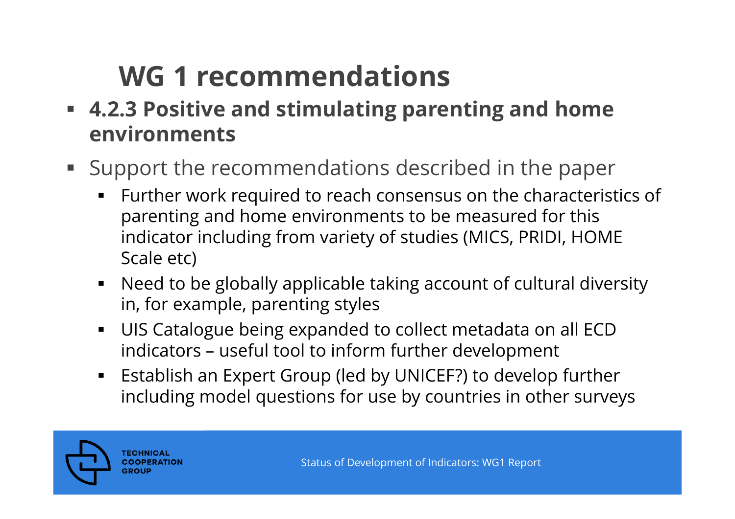# WG 1 recommendations

- **4.2.3 Positive and stimulating parenting and home environments**
- Support the recommendations described in the paper
  - Further work required to reach consensus on the characteristics of parenting and home environments to be measured for this indicator including from variety of studies (MICS, PRIDI, HOME Scale etc)
  - Need to be globally applicable taking account of cultural diversity in, for example, parenting styles
  - UIS Catalogue being expanded to collect metadata on all ECD indicators – useful tool to inform further development
  - Establish an Expert Group (led by UNICEF?) to develop further including model questions for use by countries in other surveys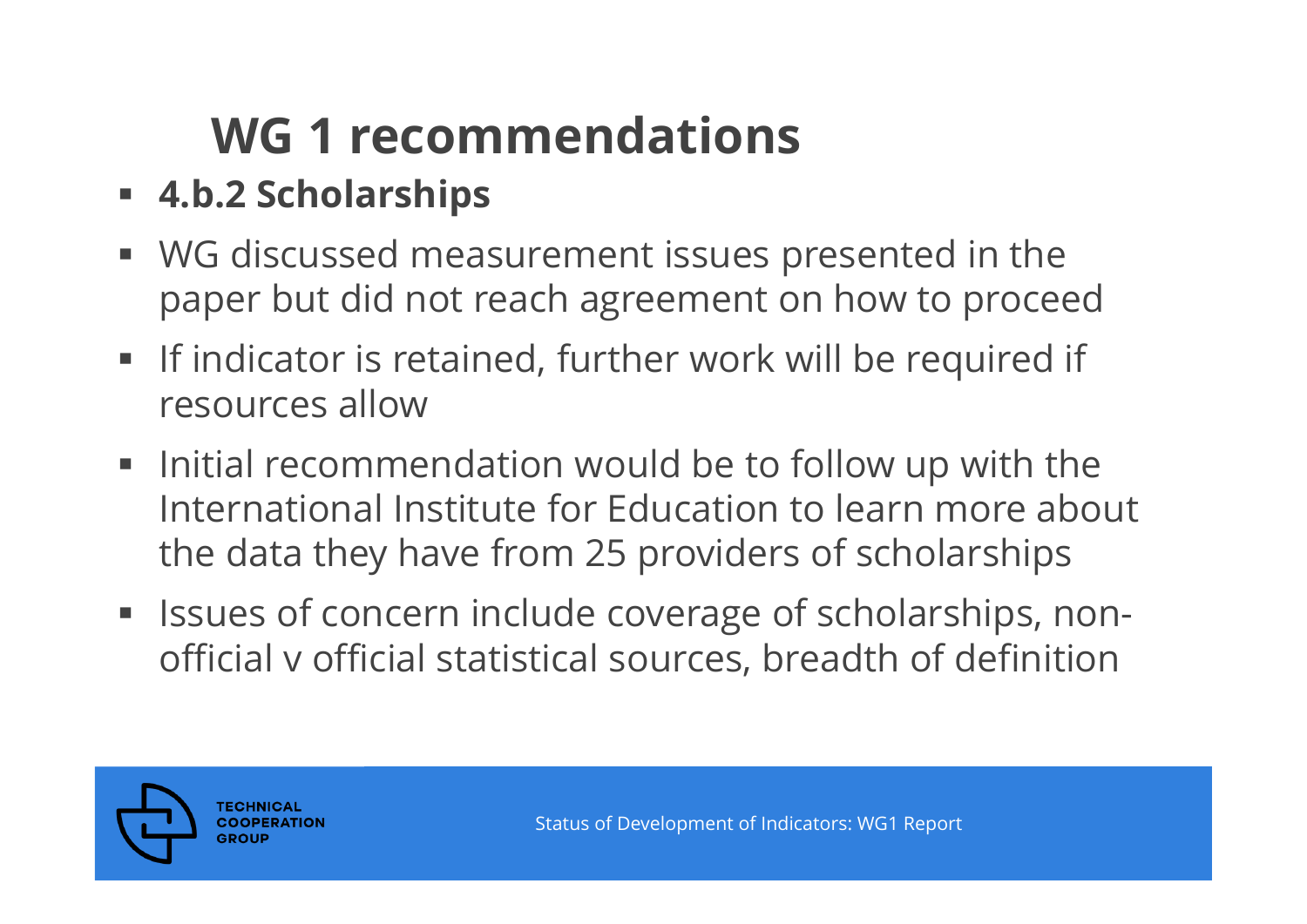# WG 1 recommendations

- **4.b.2 Scholarships**
- WG discussed measurement issues presented in the paper but did not reach agreement on how to proceed
- If indicator is retained, further work will be required if resources allow
- Initial recommendation would be to follow up with the International Institute for Education to learn more about the data they have from 25 providers of scholarships
- Issues of concern include coverage of scholarships, non-official v official statistical sources, breadth of definition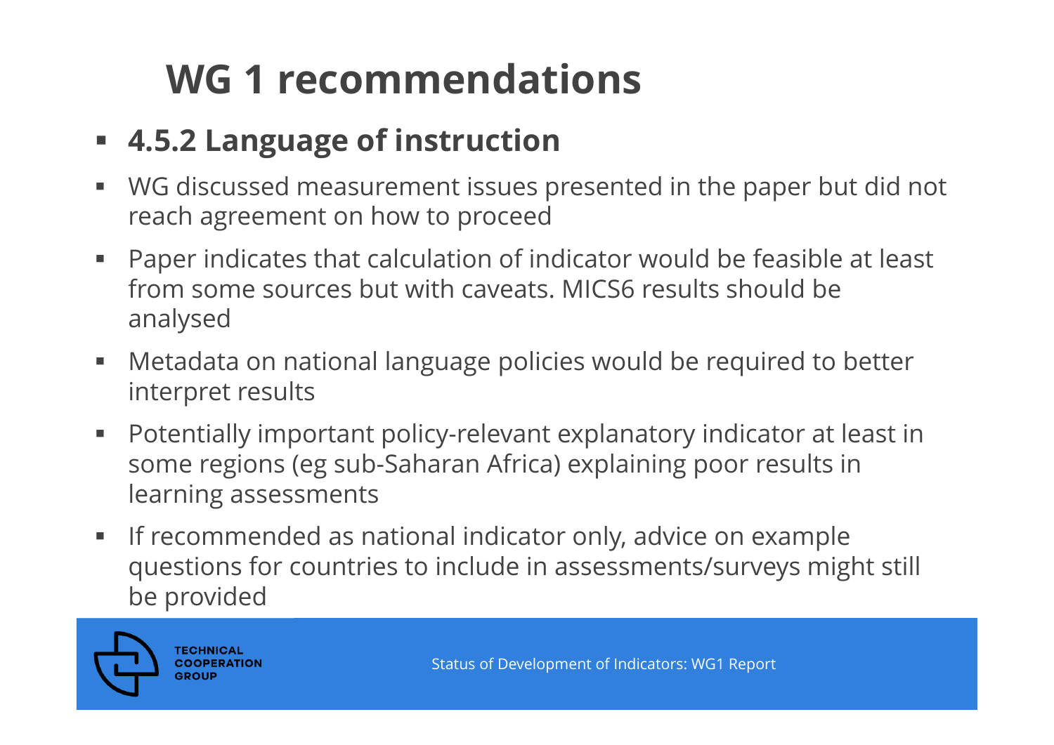# WG 1 recommendations

- **4.5.2 Language of instruction**
- WG discussed measurement issues presented in the paper but did not reach agreement on how to proceed
- Paper indicates that calculation of indicator would be feasible at least from some sources but with caveats. MICS6 results should be analysed
- Metadata on national language policies would be required to better interpret results
- Potentially important policy-relevant explanatory indicator at least in some regions (eg sub-Saharan Africa) explaining poor results in learning assessments
- If recommended as national indicator only, advice on example questions for countries to include in assessments/surveys might still be provided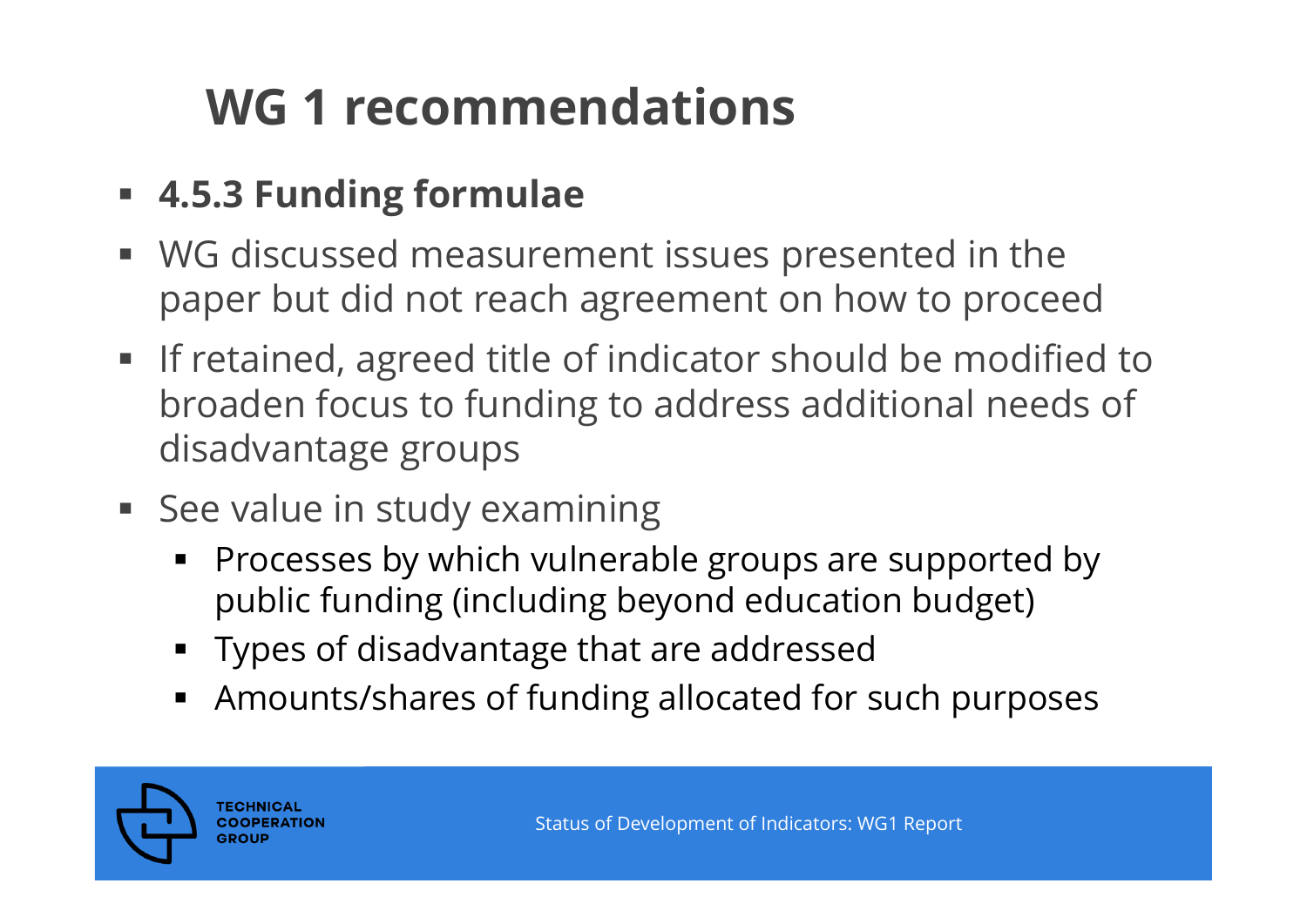# WG 1 recommendations

- **4.5.3 Funding formulae**
- WG discussed measurement issues presented in the paper but did not reach agreement on how to proceed
- If retained, agreed title of indicator should be modified to broaden focus to funding to address additional needs of disadvantage groups
- See value in study examining
  - Processes by which vulnerable groups are supported by public funding (including beyond education budget)
  - Types of disadvantage that are addressed
  - Amounts/shares of funding allocated for such purposes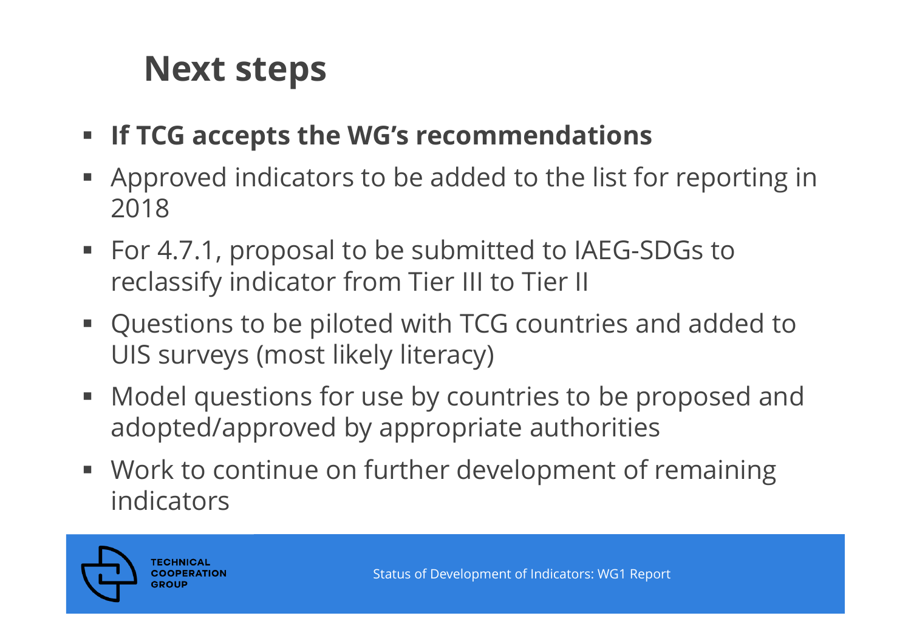# Next steps

- **If TCG accepts the WG's recommendations**
- Approved indicators to be added to the list for reporting in 2018
- For 4.7.1, proposal to be submitted to IAEG-SDGs to reclassify indicator from Tier III to Tier II
- Questions to be piloted with TCG countries and added to UIS surveys (most likely literacy)
- Model questions for use by countries to be proposed and adopted/approved by appropriate authorities
- Work to continue on further development of remaining indicators